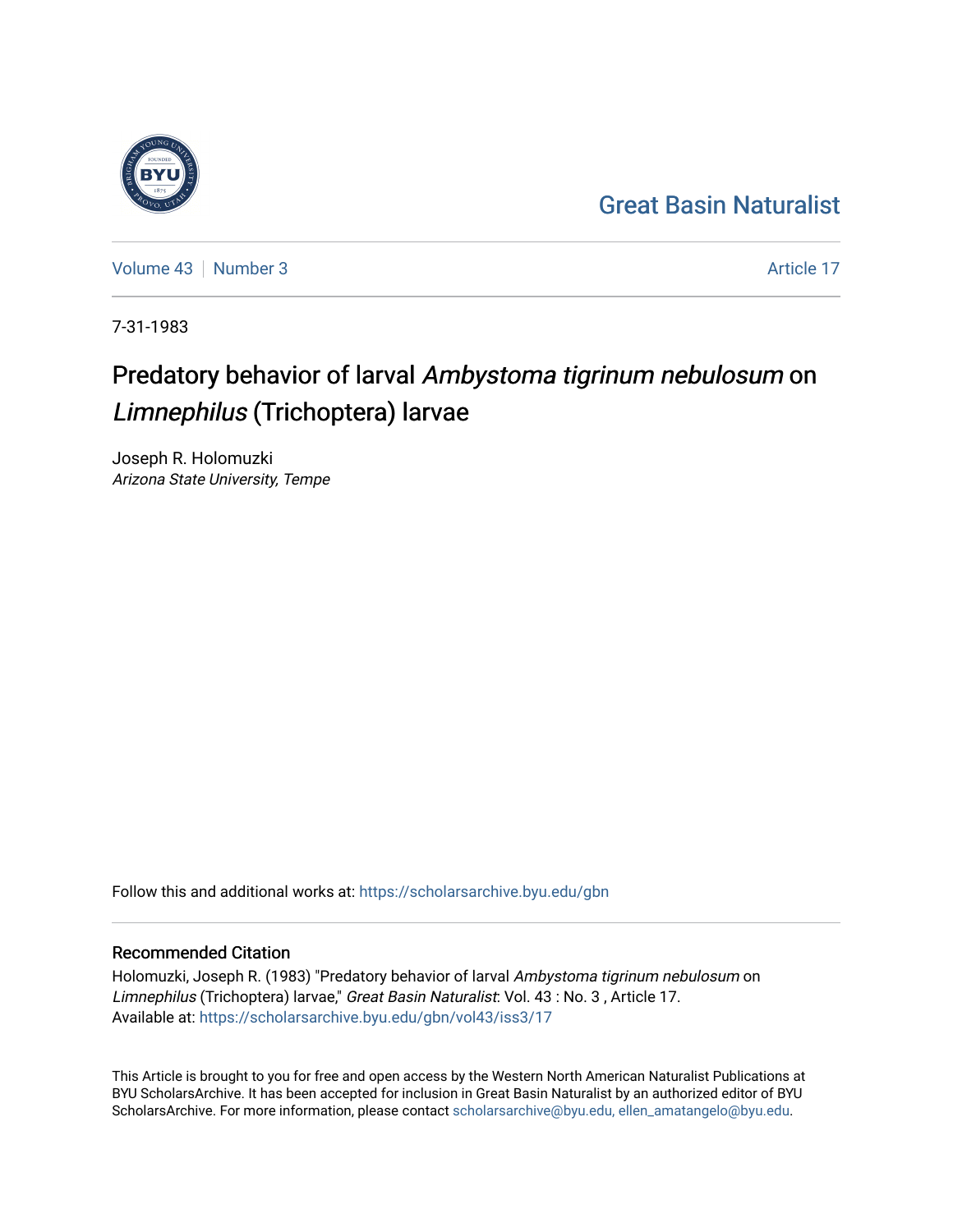Great Basin Naturalist

Volume 43 | Number 3 | Article 17

7-31-1983

# Predatory behavior of larval *Ambystoma tigrinum nebulosum* on *Limnephilus* (Trichoptera) larvae

Joseph R. Holomuzki
*Arizona State University, Tempe*

Follow this and additional works at: https://scholarsarchive.byu.edu/gbn

## Recommended Citation

Holomuzki, Joseph R. (1983) "Predatory behavior of larval *Ambystoma tigrinum nebulosum* on *Limnephilus* (Trichoptera) larvae," *Great Basin Naturalist*: Vol. 43 : No. 3 , Article 17.
Available at: https://scholarsarchive.byu.edu/gbn/vol43/iss3/17

This Article is brought to you for free and open access by the Western North American Naturalist Publications at BYU ScholarsArchive. It has been accepted for inclusion in Great Basin Naturalist by an authorized editor of BYU ScholarsArchive. For more information, please contact scholarsarchive@byu.edu, ellen_amatangelo@byu.edu.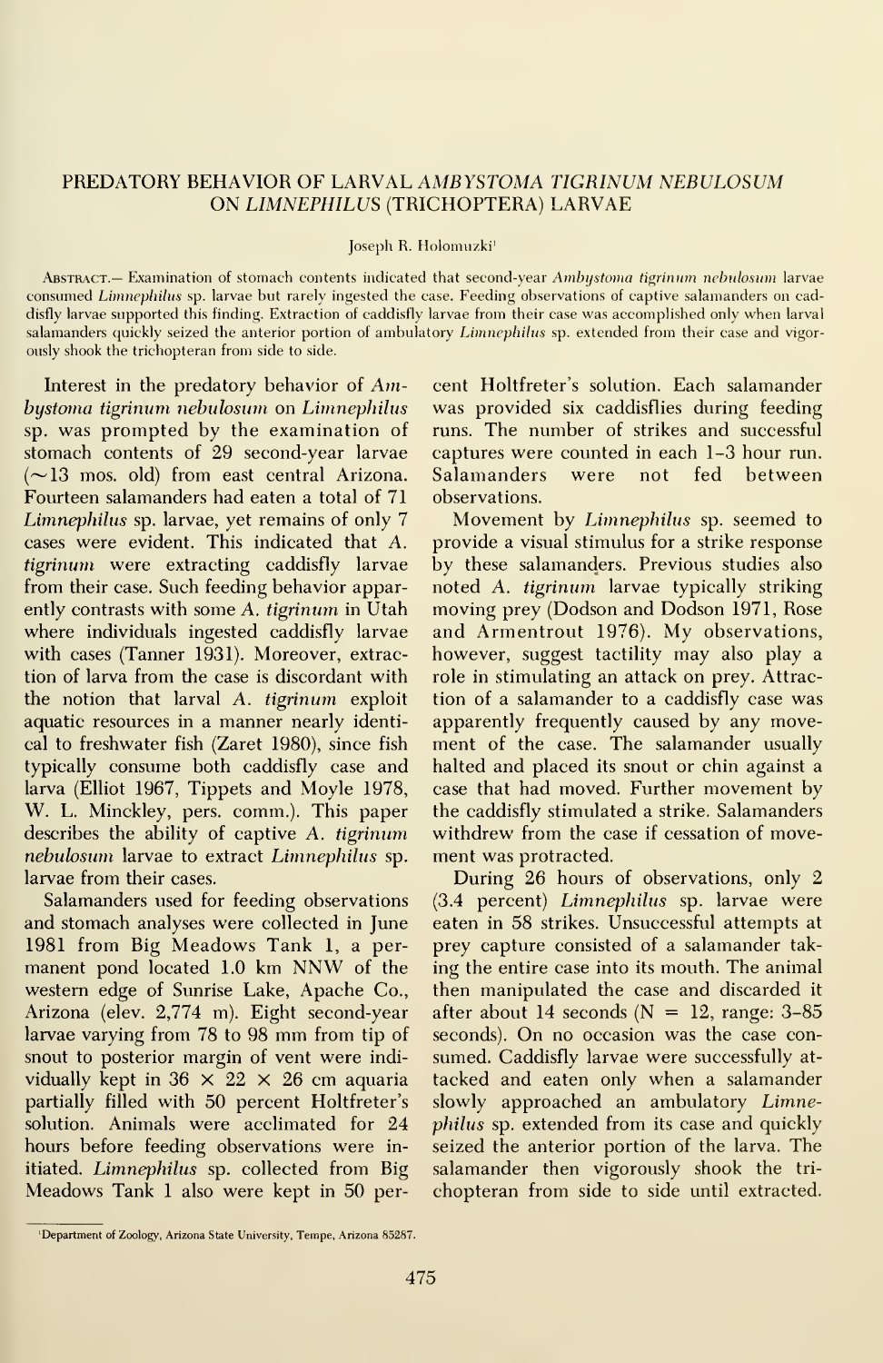# PREDATORY BEHAVIOR OF LARVAL *AMBYSTOMA TIGRINUM NEBULOSUM* ON *LIMNEPHILUS* (TRICHOPTERA) LARVAE

Joseph R. Holomuzki[1]

ABSTRACT.— Examination of stomach contents indicated that second-year *Ambystoma tigrinum nebulosum* larvae consumed *Limnephilus* sp. larvae but rarely ingested the case. Feeding observations of captive salamanders on caddisfly larvae supported this finding. Extraction of caddisfly larvae from their case was accomplished only when larval salamanders quickly seized the anterior portion of ambulatory *Limnephilus* sp. extended from their case and vigorously shook the trichopteran from side to side.

Interest in the predatory behavior of *Ambystoma tigrinum nebulosum* on *Limnephilus* sp. was prompted by the examination of stomach contents of 29 second-year larvae (~13 mos. old) from east central Arizona. Fourteen salamanders had eaten a total of 71 *Limnephilus* sp. larvae, yet remains of only 7 cases were evident. This indicated that *A. tigrinum* were extracting caddisfly larvae from their case. Such feeding behavior apparently contrasts with some *A. tigrinum* in Utah where individuals ingested caddisfly larvae with cases (Tanner 1931). Moreover, extraction of larva from the case is discordant with the notion that larval *A. tigrinum* exploit aquatic resources in a manner nearly identical to freshwater fish (Zaret 1980), since fish typically consume both caddisfly case and larva (Elliot 1967, Tippets and Moyle 1978, W. L. Minckley, pers. comm.). This paper describes the ability of captive *A. tigrinum nebulosum* larvae to extract *Limnephilus* sp. larvae from their cases.

Salamanders used for feeding observations and stomach analyses were collected in June 1981 from Big Meadows Tank 1, a permanent pond located 1.0 km NNW of the western edge of Sunrise Lake, Apache Co., Arizona (elev. 2,774 m). Eight second-year larvae varying from 78 to 98 mm from tip of snout to posterior margin of vent were individually kept in $36 \times 22 \times 26$ cm aquaria partially filled with 50 percent Holtfreter's solution. Animals were acclimated for 24 hours before feeding observations were initiated. *Limnephilus* sp. collected from Big Meadows Tank 1 also were kept in 50 percent Holtfreter's solution. Each salamander was provided six caddisflies during feeding runs. The number of strikes and successful captures were counted in each 1–3 hour run. Salamanders were not fed between observations.

Movement by *Limnephilus* sp. seemed to provide a visual stimulus for a strike response by these salamanders. Previous studies also noted *A. tigrinum* larvae typically striking moving prey (Dodson and Dodson 1971, Rose and Armentrout 1976). My observations, however, suggest tactility may also play a role in stimulating an attack on prey. Attraction of a salamander to a caddisfly case was apparently frequently caused by any movement of the case. The salamander usually halted and placed its snout or chin against a case that had moved. Further movement by the caddisfly stimulated a strike. Salamanders withdrew from the case if cessation of movement was protracted.

During 26 hours of observations, only 2 (3.4 percent) *Limnephilus* sp. larvae were eaten in 58 strikes. Unsuccessful attempts at prey capture consisted of a salamander taking the entire case into its mouth. The animal then manipulated the case and discarded it after about 14 seconds (N = 12, range: 3–85 seconds). On no occasion was the case consumed. Caddisfly larvae were successfully attacked and eaten only when a salamander slowly approached an ambulatory *Limnephilus* sp. extended from its case and quickly seized the anterior portion of the larva. The salamander then vigorously shook the trichopteran from side to side until extracted.

[1]Department of Zoology, Arizona State University, Tempe, Arizona 85287.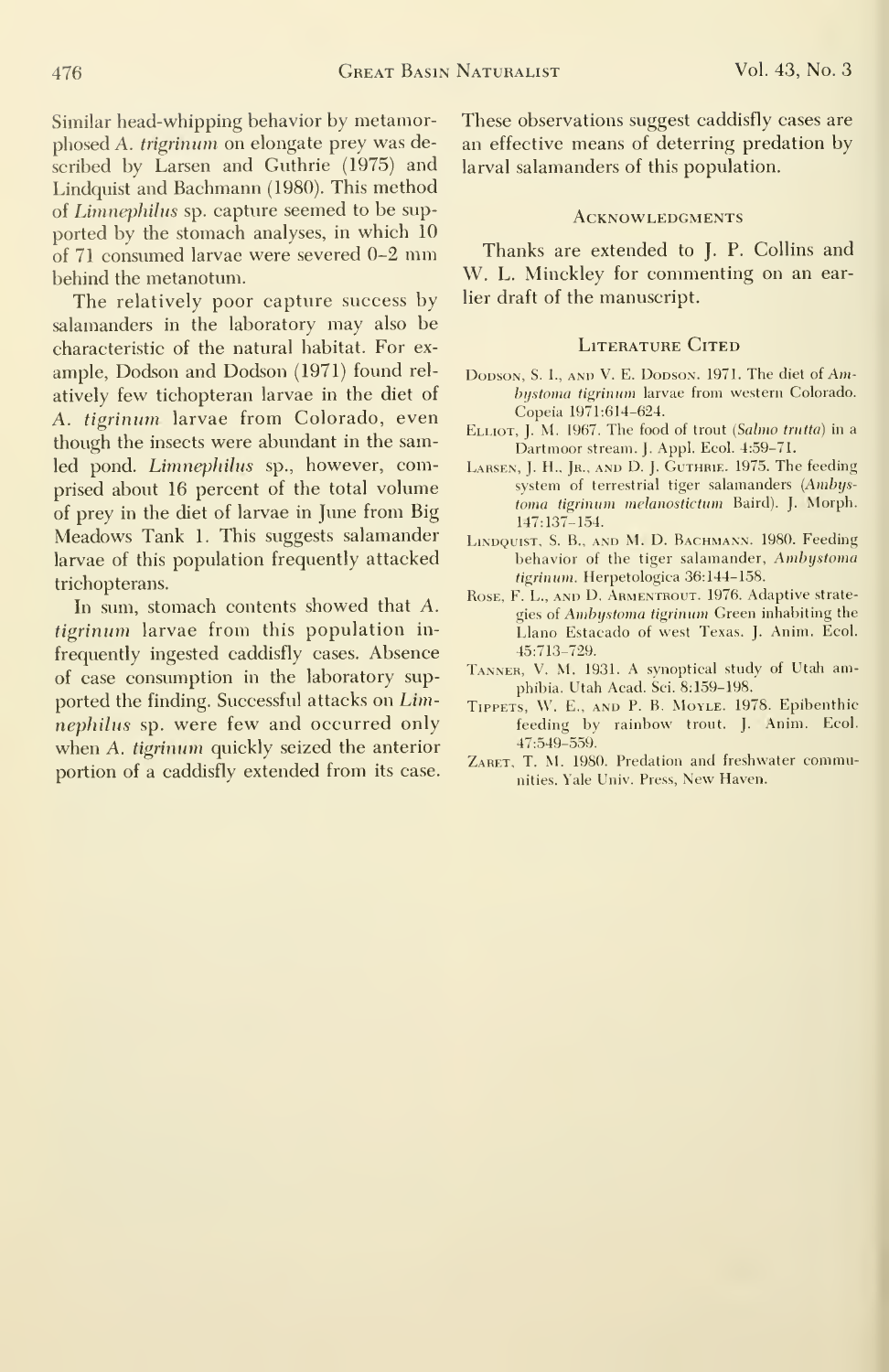Similar head-whipping behavior by metamorphosed *A. trigrinum* on elongate prey was described by Larsen and Guthrie (1975) and Lindquist and Bachmann (1980). This method of *Limnephilus* sp. capture seemed to be supported by the stomach analyses, in which 10 of 71 consumed larvae were severed 0–2 mm behind the metanotum.

The relatively poor capture success by salamanders in the laboratory may also be characteristic of the natural habitat. For example, Dodson and Dodson (1971) found relatively few tichopteran larvae in the diet of *A. tigrinum* larvae from Colorado, even though the insects were abundant in the samled pond. *Limnephilus* sp., however, comprised about 16 percent of the total volume of prey in the diet of larvae in June from Big Meadows Tank 1. This suggests salamander larvae of this population frequently attacked trichopterans.

In sum, stomach contents showed that *A. tigrinum* larvae from this population infrequently ingested caddisfly cases. Absence of case consumption in the laboratory supported the finding. Successful attacks on *Limnephilus* sp. were few and occurred only when *A. tigrinum* quickly seized the anterior portion of a caddisfly extended from its case. These observations suggest caddisfly cases are an effective means of deterring predation by larval salamanders of this population.

## Acknowledgments

Thanks are extended to J. P. Collins and W. L. Minckley for commenting on an earlier draft of the manuscript.

## Literature Cited

Dodson, S. I., and V. E. Dodson. 1971. The diet of *Ambystoma tigrinum* larvae from western Colorado. Copeia 1971:614–624.

Elliot, J. M. 1967. The food of trout (*Salmo trutta*) in a Dartmoor stream. J. Appl. Ecol. 4:59–71.

Larsen, J. H., Jr., and D. J. Guthrie. 1975. The feeding system of terrestrial tiger salamanders (*Ambystoma tigrinum melanostictum* Baird). J. Morph. 147:137–154.

Lindquist, S. B., and M. D. Bachmann. 1980. Feeding behavior of the tiger salamander, *Ambystoma tigrinum*. Herpetologica 36:144–158.

Rose, F. L., and D. Armentrout. 1976. Adaptive strategies of *Ambystoma tigrinum* Green inhabiting the Llano Estacado of west Texas. J. Anim. Ecol. 45:713–729.

Tanner, V. M. 1931. A synoptical study of Utah amphibia. Utah Acad. Sci. 8:159–198.

Tippets, W. E., and P. B. Moyle. 1978. Epibenthic feeding by rainbow trout. J. Anim. Ecol. 47:549–559.

Zaret, T. M. 1980. Predation and freshwater communities. Yale Univ. Press, New Haven.